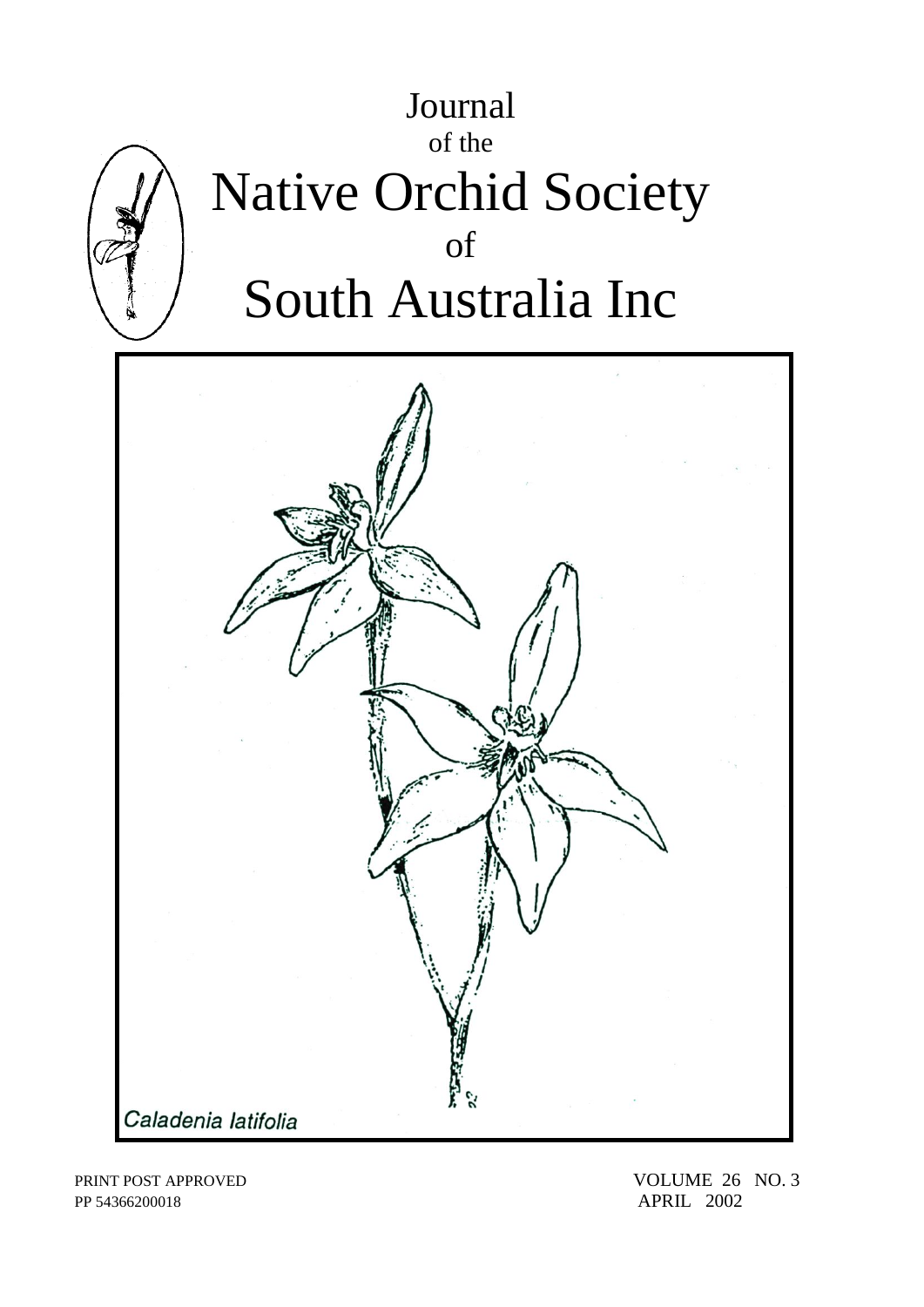# Journal
of the
# Native Orchid Society
of
# South Australia Inc

*Caladenia latifolia*

PRINT POST APPROVED
PP 54366200018

VOLUME 26 NO. 3
APRIL 2002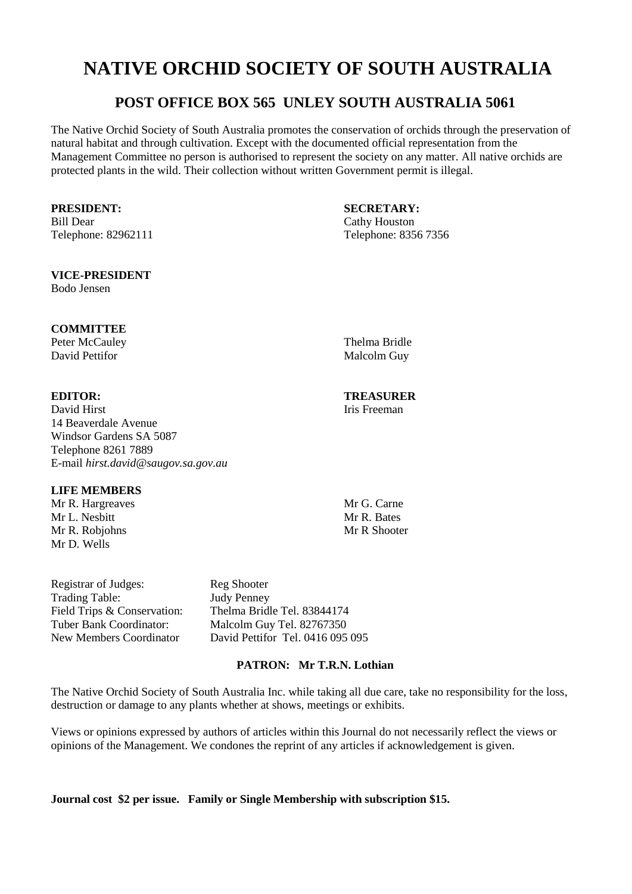# NATIVE ORCHID SOCIETY OF SOUTH AUSTRALIA

## POST OFFICE BOX 565 UNLEY SOUTH AUSTRALIA 5061

The Native Orchid Society of South Australia promotes the conservation of orchids through the preservation of natural habitat and through cultivation. Except with the documented official representation from the Management Committee no person is authorised to represent the society on any matter. All native orchids are protected plants in the wild. Their collection without written Government permit is illegal.

**PRESIDENT:**
Bill Dear
Telephone: 82962111

**SECRETARY:**
Cathy Houston
Telephone: 8356 7356

**VICE-PRESIDENT**
Bodo Jensen

**COMMITTEE**
Peter McCauley
David Pettifor
Thelma Bridle
Malcolm Guy

**EDITOR:**
David Hirst
14 Beaverdale Avenue
Windsor Gardens SA 5087
Telephone 8261 7889
E-mail *hirst.david@saugov.sa.gov.au*

**TREASURER**
Iris Freeman

**LIFE MEMBERS**
Mr R. Hargreaves
Mr L. Nesbitt
Mr R. Robjohns
Mr D. Wells
Mr G. Carne
Mr R. Bates
Mr R Shooter

Registrar of Judges: Reg Shooter
Trading Table: Judy Penney
Field Trips & Conservation: Thelma Bridle Tel. 83844174
Tuber Bank Coordinator: Malcolm Guy Tel. 82767350
New Members Coordinator David Pettifor Tel. 0416 095 095

**PATRON: Mr T.R.N. Lothian**

The Native Orchid Society of South Australia Inc. while taking all due care, take no responsibility for the loss, destruction or damage to any plants whether at shows, meetings or exhibits.

Views or opinions expressed by authors of articles within this Journal do not necessarily reflect the views or opinions of the Management. We condones the reprint of any articles if acknowledgement is given.

**Journal cost $2 per issue. Family or Single Membership with subscription $15.**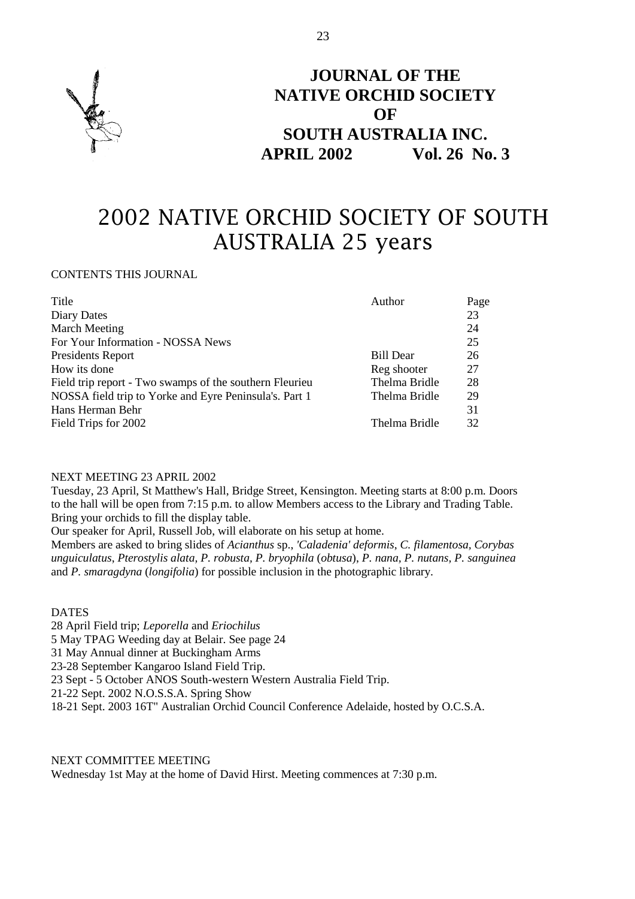**JOURNAL OF THE NATIVE ORCHID SOCIETY OF SOUTH AUSTRALIA INC.**
**APRIL 2002 Vol. 26 No. 3**

# 2002 NATIVE ORCHID SOCIETY OF SOUTH AUSTRALIA 25 years

CONTENTS THIS JOURNAL

| Title | Author | Page |
|---|---|---|
| Diary Dates | | 23 |
| March Meeting | | 24 |
| For Your Information - NOSSA News | | 25 |
| Presidents Report | Bill Dear | 26 |
| How its done | Reg shooter | 27 |
| Field trip report - Two swamps of the southern Fleurieu | Thelma Bridle | 28 |
| NOSSA field trip to Yorke and Eyre Peninsula's. Part 1 | Thelma Bridle | 29 |
| Hans Herman Behr | | 31 |
| Field Trips for 2002 | Thelma Bridle | 32 |

NEXT MEETING 23 APRIL 2002

Tuesday, 23 April, St Matthew's Hall, Bridge Street, Kensington. Meeting starts at 8:00 p.m. Doors to the hall will be open from 7:15 p.m. to allow Members access to the Library and Trading Table. Bring your orchids to fill the display table.

Our speaker for April, Russell Job, will elaborate on his setup at home.

Members are asked to bring slides of *Acianthus* sp., *'Caladenia' deformis*, *C. filamentosa*, *Corybas unguiculatus*, *Pterostylis alata, P. robusta, P. bryophila* (*obtusa*), *P. nana, P. nutans, P. sanguinea* and *P. smaragdyna* (*longifolia*) for possible inclusion in the photographic library.

DATES

28 April Field trip; *Leporella* and *Eriochilus*
5 May TPAG Weeding day at Belair. See page 24
31 May Annual dinner at Buckingham Arms
23-28 September Kangaroo Island Field Trip.
23 Sept - 5 October ANOS South-western Western Australia Field Trip.
21-22 Sept. 2002 N.O.S.S.A. Spring Show
18-21 Sept. 2003 16T" Australian Orchid Council Conference Adelaide, hosted by O.C.S.A.

NEXT COMMITTEE MEETING

Wednesday 1st May at the home of David Hirst. Meeting commences at 7:30 p.m.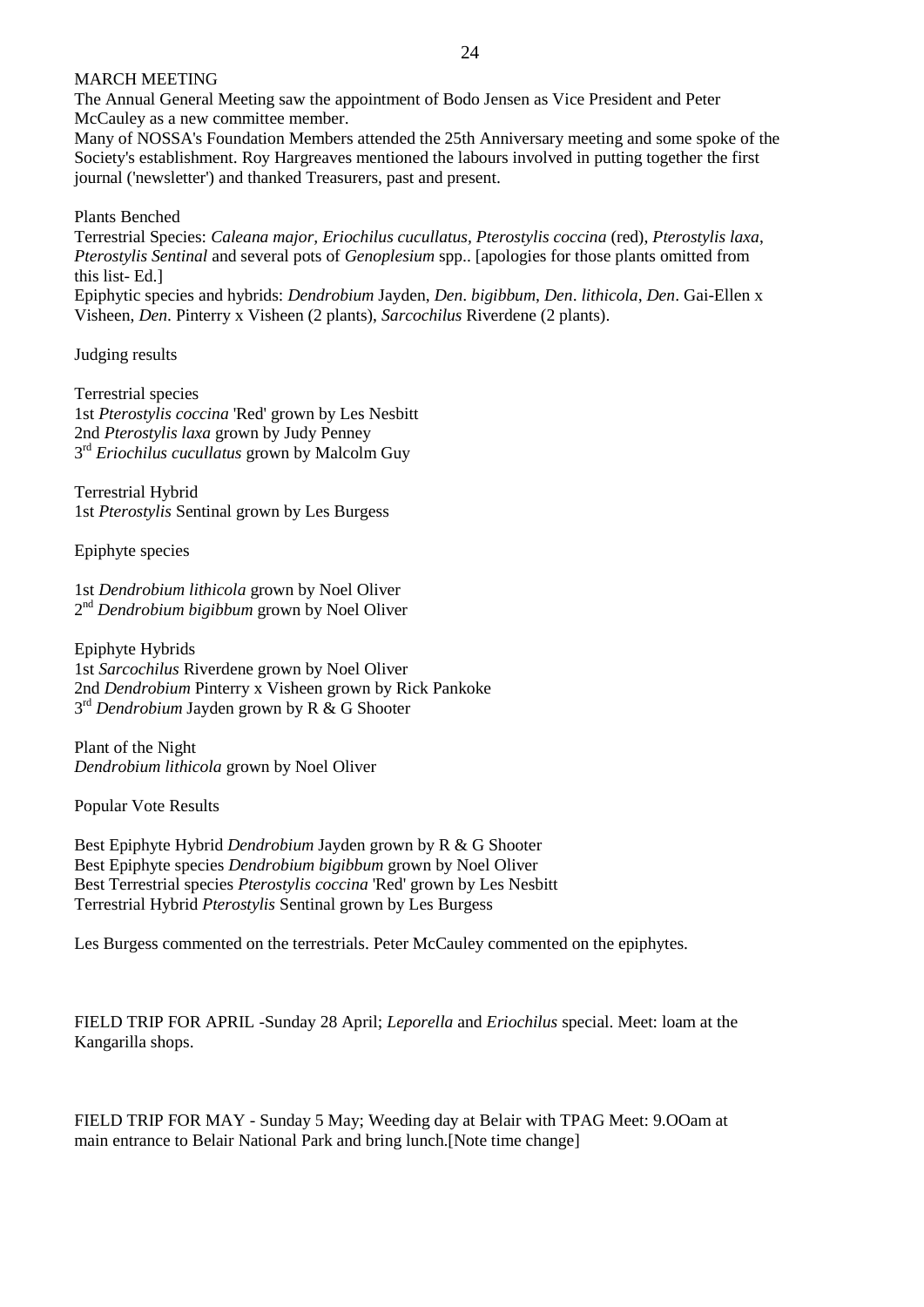## MARCH MEETING

The Annual General Meeting saw the appointment of Bodo Jensen as Vice President and Peter McCauley as a new committee member.

Many of NOSSA's Foundation Members attended the 25th Anniversary meeting and some spoke of the Society's establishment. Roy Hargreaves mentioned the labours involved in putting together the first journal ('newsletter') and thanked Treasurers, past and present.

### Plants Benched

Terrestrial Species: *Caleana major*, *Eriochilus cucullatus*, *Pterostylis coccina* (red), *Pterostylis laxa*, *Pterostylis Sentinal* and several pots of *Genoplesium* spp.. [apologies for those plants omitted from this list- Ed.]

Epiphytic species and hybrids: *Dendrobium* Jayden, *Den*. *bigibbum*, *Den*. *lithicola*, *Den*. Gai-Ellen x Visheen, *Den*. Pinterry x Visheen (2 plants), *Sarcochilus* Riverdene (2 plants).

### Judging results

Terrestrial species
1st *Pterostylis coccina* 'Red' grown by Les Nesbitt
2nd *Pterostylis laxa* grown by Judy Penney
3rd *Eriochilus cucullatus* grown by Malcolm Guy

Terrestrial Hybrid
1st *Pterostylis* Sentinal grown by Les Burgess

Epiphyte species

1st *Dendrobium lithicola* grown by Noel Oliver
2nd *Dendrobium bigibbum* grown by Noel Oliver

Epiphyte Hybrids
1st *Sarcochilus* Riverdene grown by Noel Oliver
2nd *Dendrobium* Pinterry x Visheen grown by Rick Pankoke
3rd *Dendrobium* Jayden grown by R & G Shooter

Plant of the Night
*Dendrobium lithicola* grown by Noel Oliver

### Popular Vote Results

Best Epiphyte Hybrid *Dendrobium* Jayden grown by R & G Shooter
Best Epiphyte species *Dendrobium bigibbum* grown by Noel Oliver
Best Terrestrial species *Pterostylis coccina* 'Red' grown by Les Nesbitt
Terrestrial Hybrid *Pterostylis* Sentinal grown by Les Burgess

Les Burgess commented on the terrestrials. Peter McCauley commented on the epiphytes.

FIELD TRIP FOR APRIL -Sunday 28 April; *Leporella* and *Eriochilus* special. Meet: loam at the Kangarilla shops.

FIELD TRIP FOR MAY - Sunday 5 May; Weeding day at Belair with TPAG Meet: 9.OOam at main entrance to Belair National Park and bring lunch.[Note time change]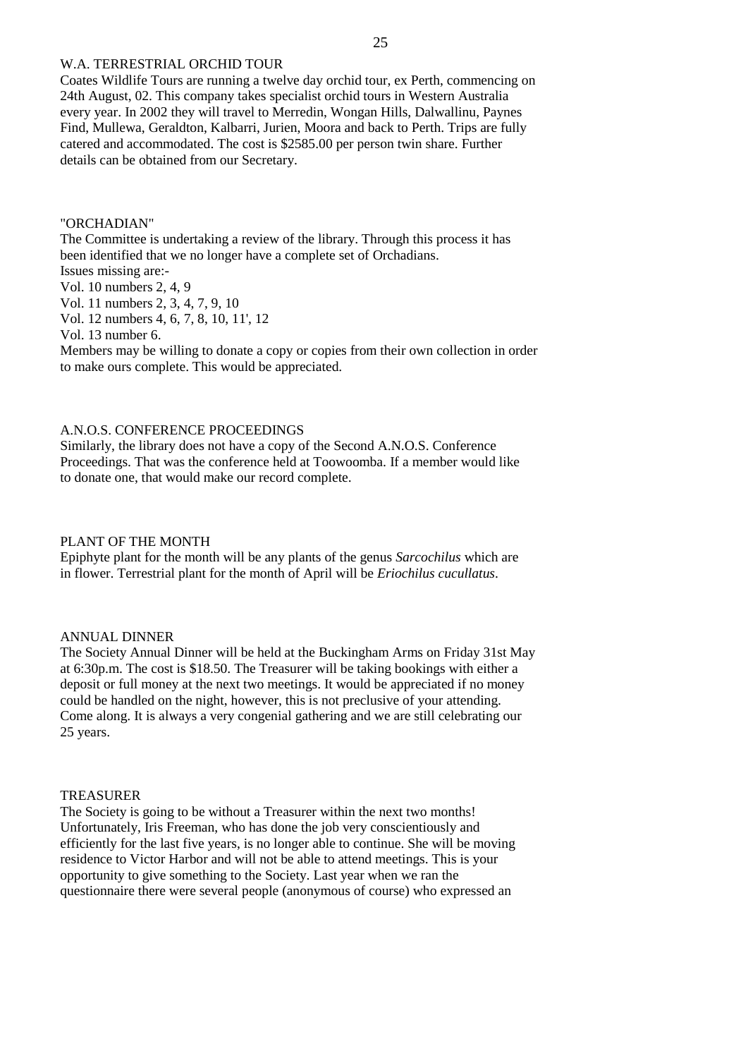## W.A. TERRESTRIAL ORCHID TOUR

Coates Wildlife Tours are running a twelve day orchid tour, ex Perth, commencing on 24th August, 02. This company takes specialist orchid tours in Western Australia every year. In 2002 they will travel to Merredin, Wongan Hills, Dalwallinu, Paynes Find, Mullewa, Geraldton, Kalbarri, Jurien, Moora and back to Perth. Trips are fully catered and accommodated. The cost is $2585.00 per person twin share. Further details can be obtained from our Secretary.

## "ORCHADIAN"

The Committee is undertaking a review of the library. Through this process it has been identified that we no longer have a complete set of Orchadians.

Issues missing are:-

Vol. 10 numbers 2, 4, 9

Vol. 11 numbers 2, 3, 4, 7, 9, 10

Vol. 12 numbers 4, 6, 7, 8, 10, 11', 12

Vol. 13 number 6.

Members may be willing to donate a copy or copies from their own collection in order to make ours complete. This would be appreciated.

## A.N.O.S. CONFERENCE PROCEEDINGS

Similarly, the library does not have a copy of the Second A.N.O.S. Conference Proceedings. That was the conference held at Toowoomba. If a member would like to donate one, that would make our record complete.

## PLANT OF THE MONTH

Epiphyte plant for the month will be any plants of the genus *Sarcochilus* which are in flower. Terrestrial plant for the month of April will be *Eriochilus cucullatus*.

## ANNUAL DINNER

The Society Annual Dinner will be held at the Buckingham Arms on Friday 31st May at 6:30p.m. The cost is $18.50. The Treasurer will be taking bookings with either a deposit or full money at the next two meetings. It would be appreciated if no money could be handled on the night, however, this is not preclusive of your attending. Come along. It is always a very congenial gathering and we are still celebrating our 25 years.

## TREASURER

The Society is going to be without a Treasurer within the next two months! Unfortunately, Iris Freeman, who has done the job very conscientiously and efficiently for the last five years, is no longer able to continue. She will be moving residence to Victor Harbor and will not be able to attend meetings. This is your opportunity to give something to the Society. Last year when we ran the questionnaire there were several people (anonymous of course) who expressed an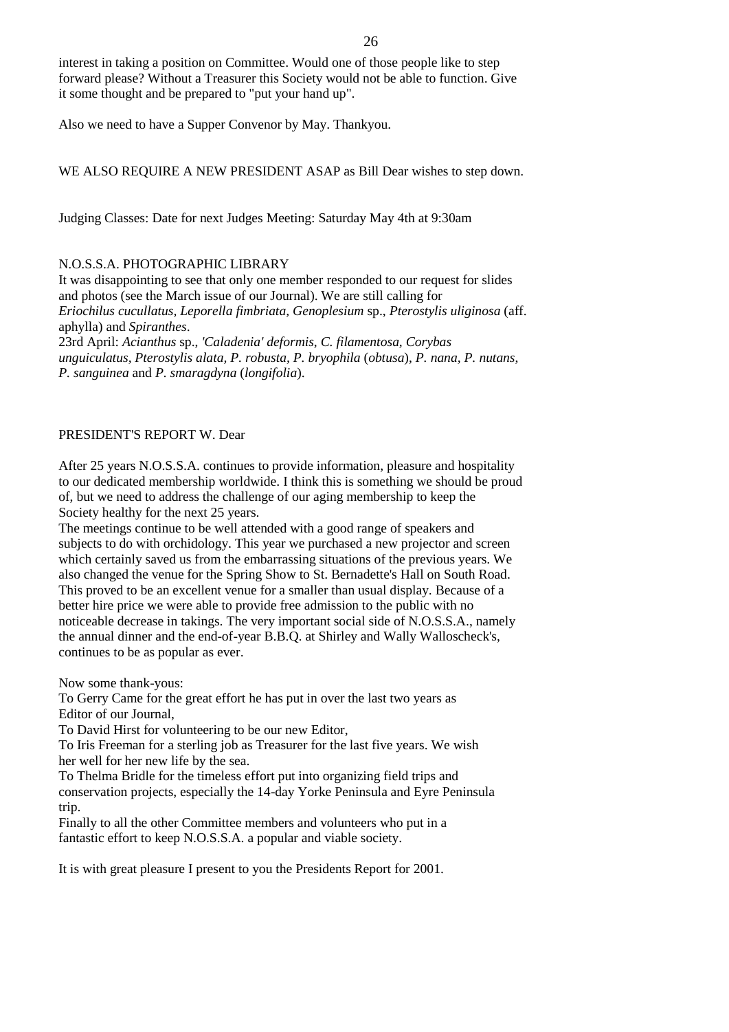interest in taking a position on Committee. Would one of those people like to step forward please? Without a Treasurer this Society would not be able to function. Give it some thought and be prepared to "put your hand up".

Also we need to have a Supper Convenor by May. Thankyou.

WE ALSO REQUIRE A NEW PRESIDENT ASAP as Bill Dear wishes to step down.

Judging Classes: Date for next Judges Meeting: Saturday May 4th at 9:30am

## N.O.S.S.A. PHOTOGRAPHIC LIBRARY

It was disappointing to see that only one member responded to our request for slides and photos (see the March issue of our Journal). We are still calling for *Eriochilus cucullatus, Leporella fimbriata, Genoplesium* sp., *Pterostylis uliginosa* (aff. aphylla) and *Spiranthes*.
23rd April: *Acianthus* sp., *'Caladenia' deformis, C. filamentosa, Corybas unguiculatus, Pterostylis alata, P. robusta, P. bryophila* (*obtusa*), *P. nana, P. nutans, P. sanguinea* and *P. smaragdyna* (*longifolia*).

## PRESIDENT'S REPORT W. Dear

After 25 years N.O.S.S.A. continues to provide information, pleasure and hospitality to our dedicated membership worldwide. I think this is something we should be proud of, but we need to address the challenge of our aging membership to keep the Society healthy for the next 25 years.
The meetings continue to be well attended with a good range of speakers and subjects to do with orchidology. This year we purchased a new projector and screen which certainly saved us from the embarrassing situations of the previous years. We also changed the venue for the Spring Show to St. Bernadette's Hall on South Road. This proved to be an excellent venue for a smaller than usual display. Because of a better hire price we were able to provide free admission to the public with no noticeable decrease in takings. The very important social side of N.O.S.S.A., namely the annual dinner and the end-of-year B.B.Q. at Shirley and Wally Walloscheck's, continues to be as popular as ever.

Now some thank-yous:
To Gerry Came for the great effort he has put in over the last two years as Editor of our Journal,
To David Hirst for volunteering to be our new Editor,
To Iris Freeman for a sterling job as Treasurer for the last five years. We wish her well for her new life by the sea.
To Thelma Bridle for the timeless effort put into organizing field trips and conservation projects, especially the 14-day Yorke Peninsula and Eyre Peninsula trip.
Finally to all the other Committee members and volunteers who put in a fantastic effort to keep N.O.S.S.A. a popular and viable society.

It is with great pleasure I present to you the Presidents Report for 2001.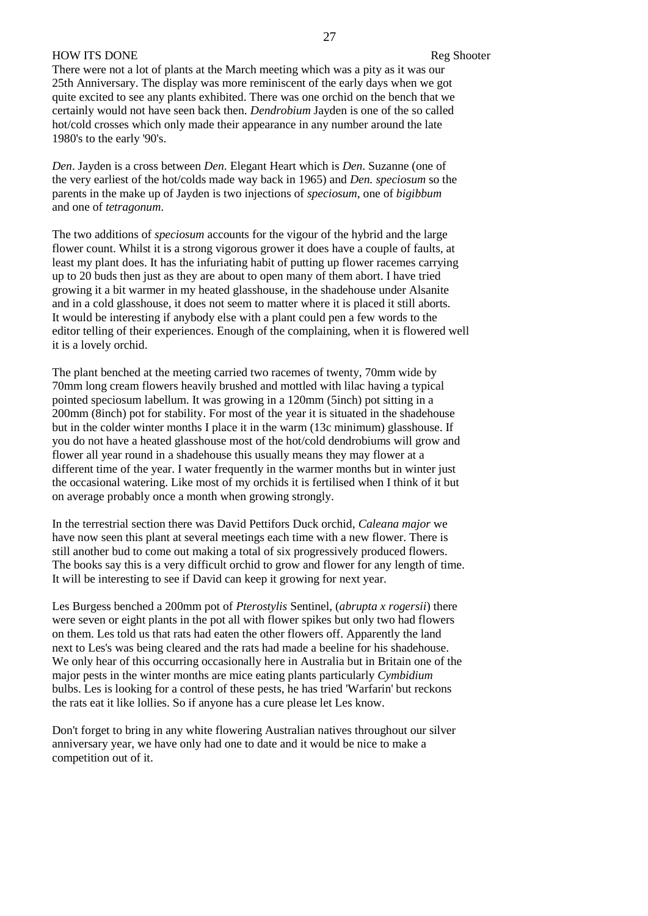## HOW ITS DONE

Reg Shooter

There were not a lot of plants at the March meeting which was a pity as it was our 25th Anniversary. The display was more reminiscent of the early days when we got quite excited to see any plants exhibited. There was one orchid on the bench that we certainly would not have seen back then. *Dendrobium* Jayden is one of the so called hot/cold crosses which only made their appearance in any number around the late 1980's to the early '90's.

*Den*. Jayden is a cross between *Den.* Elegant Heart which is *Den*. Suzanne (one of the very earliest of the hot/colds made way back in 1965) and *Den. speciosum* so the parents in the make up of Jayden is two injections of *speciosum*, one of *bigibbum* and one of *tetragonum*.

The two additions of *speciosum* accounts for the vigour of the hybrid and the large flower count. Whilst it is a strong vigorous grower it does have a couple of faults, at least my plant does. It has the infuriating habit of putting up flower racemes carrying up to 20 buds then just as they are about to open many of them abort. I have tried growing it a bit warmer in my heated glasshouse, in the shadehouse under Alsanite and in a cold glasshouse, it does not seem to matter where it is placed it still aborts. It would be interesting if anybody else with a plant could pen a few words to the editor telling of their experiences. Enough of the complaining, when it is flowered well it is a lovely orchid.

The plant benched at the meeting carried two racemes of twenty, 70mm wide by 70mm long cream flowers heavily brushed and mottled with lilac having a typical pointed speciosum labellum. It was growing in a 120mm (5inch) pot sitting in a 200mm (8inch) pot for stability. For most of the year it is situated in the shadehouse but in the colder winter months I place it in the warm (13c minimum) glasshouse. If you do not have a heated glasshouse most of the hot/cold dendrobiums will grow and flower all year round in a shadehouse this usually means they may flower at a different time of the year. I water frequently in the warmer months but in winter just the occasional watering. Like most of my orchids it is fertilised when I think of it but on average probably once a month when growing strongly.

In the terrestrial section there was David Pettifors Duck orchid, *Caleana major* we have now seen this plant at several meetings each time with a new flower. There is still another bud to come out making a total of six progressively produced flowers. The books say this is a very difficult orchid to grow and flower for any length of time. It will be interesting to see if David can keep it growing for next year.

Les Burgess benched a 200mm pot of *Pterostylis* Sentinel, (*abrupta x rogersii*) there were seven or eight plants in the pot all with flower spikes but only two had flowers on them. Les told us that rats had eaten the other flowers off. Apparently the land next to Les's was being cleared and the rats had made a beeline for his shadehouse. We only hear of this occurring occasionally here in Australia but in Britain one of the major pests in the winter months are mice eating plants particularly *Cymbidium* bulbs. Les is looking for a control of these pests, he has tried 'Warfarin' but reckons the rats eat it like lollies. So if anyone has a cure please let Les know.

Don't forget to bring in any white flowering Australian natives throughout our silver anniversary year, we have only had one to date and it would be nice to make a competition out of it.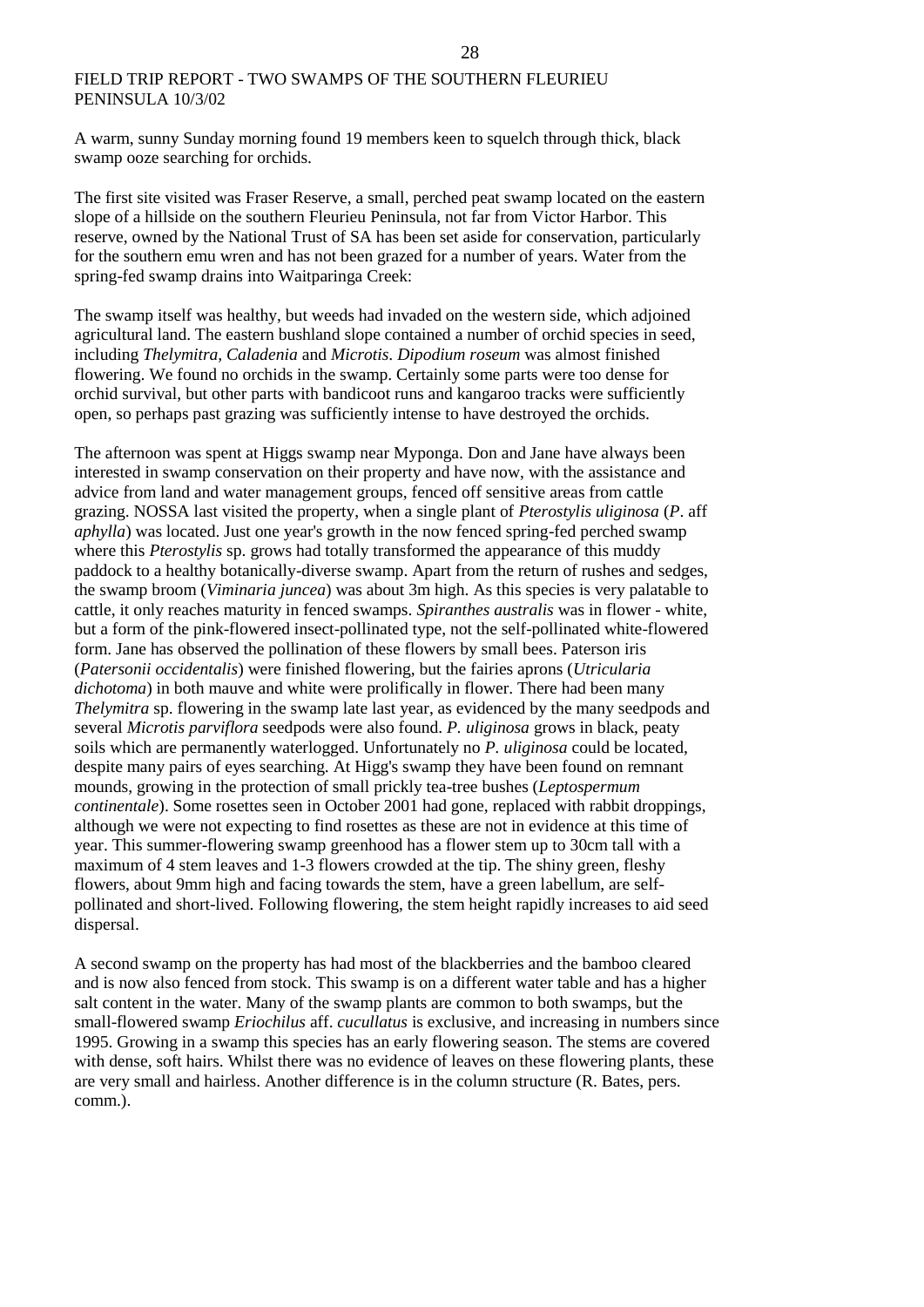## FIELD TRIP REPORT - TWO SWAMPS OF THE SOUTHERN FLEURIEU PENINSULA 10/3/02

A warm, sunny Sunday morning found 19 members keen to squelch through thick, black swamp ooze searching for orchids.

The first site visited was Fraser Reserve, a small, perched peat swamp located on the eastern slope of a hillside on the southern Fleurieu Peninsula, not far from Victor Harbor. This reserve, owned by the National Trust of SA has been set aside for conservation, particularly for the southern emu wren and has not been grazed for a number of years. Water from the spring-fed swamp drains into Waitparinga Creek:

The swamp itself was healthy, but weeds had invaded on the western side, which adjoined agricultural land. The eastern bushland slope contained a number of orchid species in seed, including *Thelymitra, Caladenia* and *Microtis*. *Dipodium roseum* was almost finished flowering. We found no orchids in the swamp. Certainly some parts were too dense for orchid survival, but other parts with bandicoot runs and kangaroo tracks were sufficiently open, so perhaps past grazing was sufficiently intense to have destroyed the orchids.

The afternoon was spent at Higgs swamp near Myponga. Don and Jane have always been interested in swamp conservation on their property and have now, with the assistance and advice from land and water management groups, fenced off sensitive areas from cattle grazing. NOSSA last visited the property, when a single plant of *Pterostylis uliginosa* (*P*. aff *aphylla*) was located. Just one year's growth in the now fenced spring-fed perched swamp where this *Pterostylis* sp. grows had totally transformed the appearance of this muddy paddock to a healthy botanically-diverse swamp. Apart from the return of rushes and sedges, the swamp broom (*Viminaria juncea*) was about 3m high. As this species is very palatable to cattle, it only reaches maturity in fenced swamps. *Spiranthes australis* was in flower - white, but a form of the pink-flowered insect-pollinated type, not the self-pollinated white-flowered form. Jane has observed the pollination of these flowers by small bees. Paterson iris (*Patersonii occidentalis*) were finished flowering, but the fairies aprons (*Utricularia dichotoma*) in both mauve and white were prolifically in flower. There had been many *Thelymitra* sp. flowering in the swamp late last year, as evidenced by the many seedpods and several *Microtis parviflora* seedpods were also found. *P. uliginosa* grows in black, peaty soils which are permanently waterlogged. Unfortunately no *P. uliginosa* could be located, despite many pairs of eyes searching. At Higg's swamp they have been found on remnant mounds, growing in the protection of small prickly tea-tree bushes (*Leptospermum continentale*). Some rosettes seen in October 2001 had gone, replaced with rabbit droppings, although we were not expecting to find rosettes as these are not in evidence at this time of year. This summer-flowering swamp greenhood has a flower stem up to 30cm tall with a maximum of 4 stem leaves and 1-3 flowers crowded at the tip. The shiny green, fleshy flowers, about 9mm high and facing towards the stem, have a green labellum, are self-pollinated and short-lived. Following flowering, the stem height rapidly increases to aid seed dispersal.

A second swamp on the property has had most of the blackberries and the bamboo cleared and is now also fenced from stock. This swamp is on a different water table and has a higher salt content in the water. Many of the swamp plants are common to both swamps, but the small-flowered swamp *Eriochilus* aff. *cucullatus* is exclusive, and increasing in numbers since 1995. Growing in a swamp this species has an early flowering season. The stems are covered with dense, soft hairs. Whilst there was no evidence of leaves on these flowering plants, these are very small and hairless. Another difference is in the column structure (R. Bates, pers. comm.).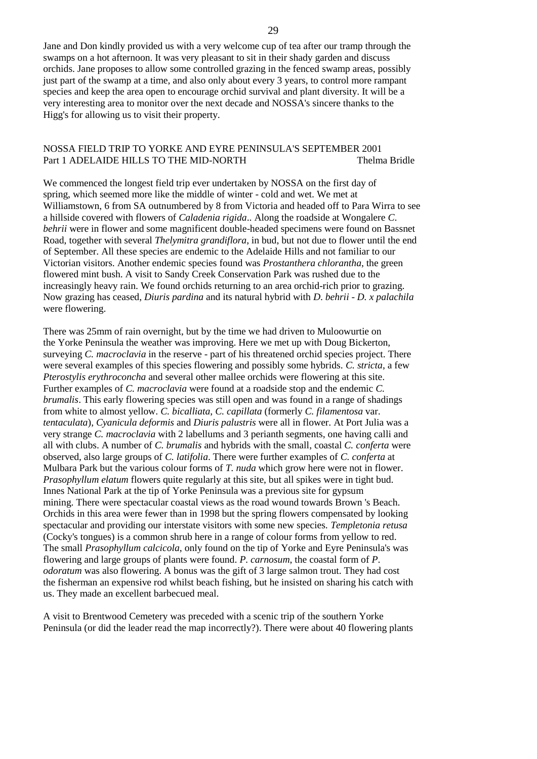Jane and Don kindly provided us with a very welcome cup of tea after our tramp through the swamps on a hot afternoon. It was very pleasant to sit in their shady garden and discuss orchids. Jane proposes to allow some controlled grazing in the fenced swamp areas, possibly just part of the swamp at a time, and also only about every 3 years, to control more rampant species and keep the area open to encourage orchid survival and plant diversity. It will be a very interesting area to monitor over the next decade and NOSSA's sincere thanks to the Higg's for allowing us to visit their property.

## NOSSA FIELD TRIP TO YORKE AND EYRE PENINSULA'S SEPTEMBER 2001
## Part 1 ADELAIDE HILLS TO THE MID-NORTH

Thelma Bridle

We commenced the longest field trip ever undertaken by NOSSA on the first day of spring, which seemed more like the middle of winter - cold and wet. We met at Williamstown, 6 from SA outnumbered by 8 from Victoria and headed off to Para Wirra to see a hillside covered with flowers of *Caladenia rigida*.. Along the roadside at Wongalere *C. behrii* were in flower and some magnificent double-headed specimens were found on Bassnet Road, together with several *Thelymitra grandiflora*, in bud, but not due to flower until the end of September. All these species are endemic to the Adelaide Hills and not familiar to our Victorian visitors. Another endemic species found was *Prostanthera chlorantha*, the green flowered mint bush. A visit to Sandy Creek Conservation Park was rushed due to the increasingly heavy rain. We found orchids returning to an area orchid-rich prior to grazing. Now grazing has ceased, *Diuris pardina* and its natural hybrid with *D. behrii* - *D. x palachila* were flowering.

There was 25mm of rain overnight, but by the time we had driven to Muloowurtie on the Yorke Peninsula the weather was improving. Here we met up with Doug Bickerton, surveying *C. macroclavia* in the reserve - part of his threatened orchid species project. There were several examples of this species flowering and possibly some hybrids. *C. stricta*, a few *Pterostylis erythroconcha* and several other mallee orchids were flowering at this site. Further examples of *C. macroclavia* were found at a roadside stop and the endemic *C. brumalis*. This early flowering species was still open and was found in a range of shadings from white to almost yellow. *C. bicalliata*, *C. capillata* (formerly *C. filamentosa* var. *tentaculata*), *Cyanicula deformis* and *Diuris palustris* were all in flower. At Port Julia was a very strange *C. macroclavia* with 2 labellums and 3 perianth segments, one having calli and all with clubs. A number of *C. brumalis* and hybrids with the small, coastal *C. conferta* were observed, also large groups of *C. latifolia*. There were further examples of *C. conferta* at Mulbara Park but the various colour forms of *T. nuda* which grow here were not in flower. *Prasophyllum elatum* flowers quite regularly at this site, but all spikes were in tight bud. Innes National Park at the tip of Yorke Peninsula was a previous site for gypsum mining. There were spectacular coastal views as the road wound towards Brown 's Beach. Orchids in this area were fewer than in 1998 but the spring flowers compensated by looking spectacular and providing our interstate visitors with some new species. *Templetonia retusa* (Cocky's tongues) is a common shrub here in a range of colour forms from yellow to red. The small *Prasophyllum calcicola*, only found on the tip of Yorke and Eyre Peninsula's was flowering and large groups of plants were found. *P. carnosum*, the coastal form of *P. odoratum* was also flowering. A bonus was the gift of 3 large salmon trout. They had cost the fisherman an expensive rod whilst beach fishing, but he insisted on sharing his catch with us. They made an excellent barbecued meal.

A visit to Brentwood Cemetery was preceded with a scenic trip of the southern Yorke Peninsula (or did the leader read the map incorrectly?). There were about 40 flowering plants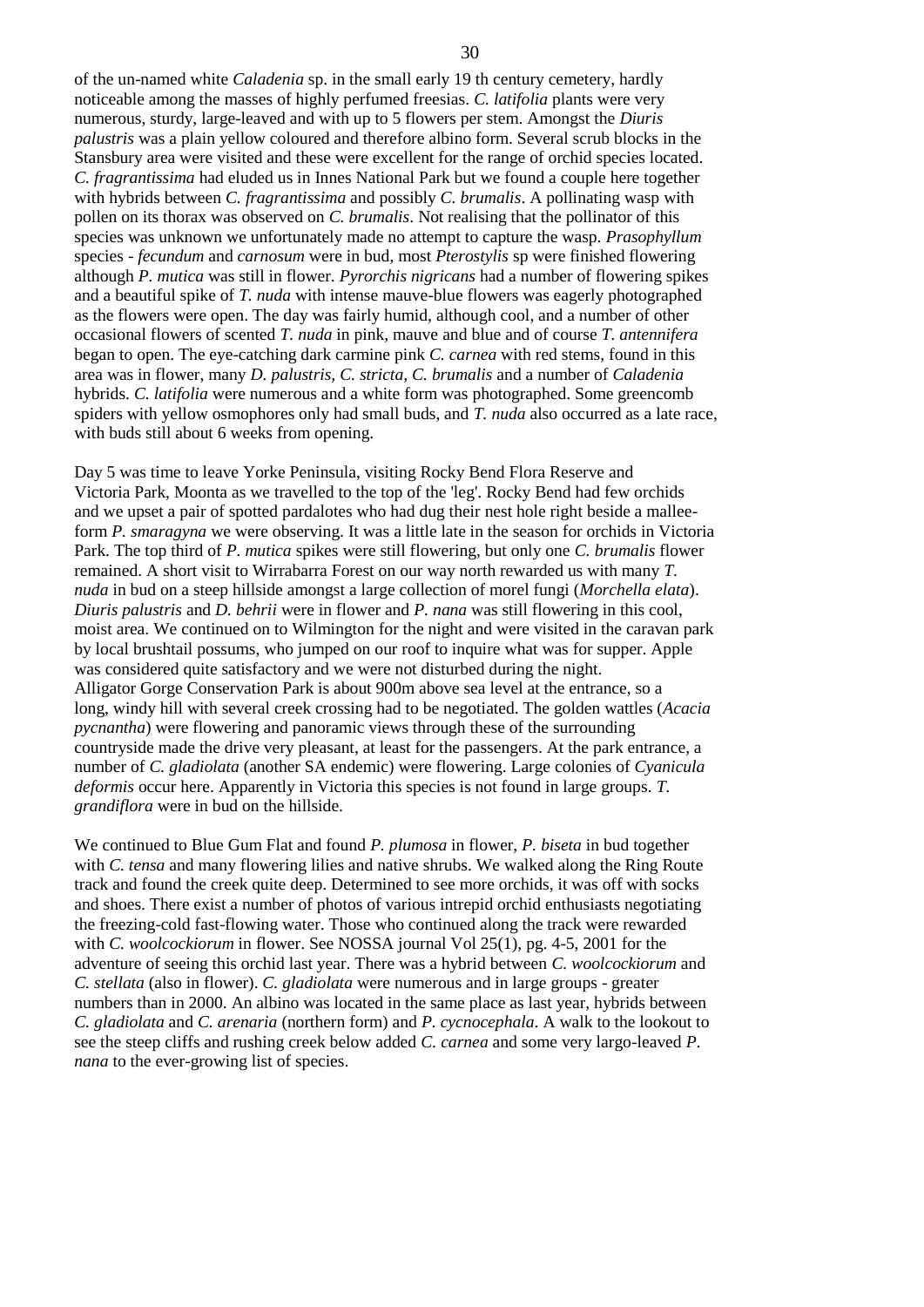of the un-named white *Caladenia* sp. in the small early 19 th century cemetery, hardly noticeable among the masses of highly perfumed freesias. *C. latifolia* plants were very numerous, sturdy, large-leaved and with up to 5 flowers per stem. Amongst the *Diuris palustris* was a plain yellow coloured and therefore albino form. Several scrub blocks in the Stansbury area were visited and these were excellent for the range of orchid species located. *C. fragrantissima* had eluded us in Innes National Park but we found a couple here together with hybrids between *C. fragrantissima* and possibly *C. brumalis*. A pollinating wasp with pollen on its thorax was observed on *C. brumalis*. Not realising that the pollinator of this species was unknown we unfortunately made no attempt to capture the wasp. *Prasophyllum* species - *fecundum* and *carnosum* were in bud, most *Pterostylis* sp were finished flowering although *P. mutica* was still in flower. *Pyrorchis nigricans* had a number of flowering spikes and a beautiful spike of *T. nuda* with intense mauve-blue flowers was eagerly photographed as the flowers were open. The day was fairly humid, although cool, and a number of other occasional flowers of scented *T. nuda* in pink, mauve and blue and of course *T. antennifera* began to open. The eye-catching dark carmine pink *C. carnea* with red stems, found in this area was in flower, many *D. palustris, C. stricta, C. brumalis* and a number of *Caladenia* hybrids. *C. latifolia* were numerous and a white form was photographed. Some greencomb spiders with yellow osmophores only had small buds, and *T. nuda* also occurred as a late race, with buds still about 6 weeks from opening.

Day 5 was time to leave Yorke Peninsula, visiting Rocky Bend Flora Reserve and Victoria Park, Moonta as we travelled to the top of the 'leg'. Rocky Bend had few orchids and we upset a pair of spotted pardalotes who had dug their nest hole right beside a mallee-form *P. smaragyna* we were observing. It was a little late in the season for orchids in Victoria Park. The top third of *P. mutica* spikes were still flowering, but only one *C. brumalis* flower remained. A short visit to Wirrabarra Forest on our way north rewarded us with many *T. nuda* in bud on a steep hillside amongst a large collection of morel fungi (*Morchella elata*). *Diuris palustris* and *D. behrii* were in flower and *P. nana* was still flowering in this cool, moist area. We continued on to Wilmington for the night and were visited in the caravan park by local brushtail possums, who jumped on our roof to inquire what was for supper. Apple was considered quite satisfactory and we were not disturbed during the night.
Alligator Gorge Conservation Park is about 900m above sea level at the entrance, so a long, windy hill with several creek crossing had to be negotiated. The golden wattles (*Acacia pycnantha*) were flowering and panoramic views through these of the surrounding countryside made the drive very pleasant, at least for the passengers. At the park entrance, a number of *C. gladiolata* (another SA endemic) were flowering. Large colonies of *Cyanicula deformis* occur here. Apparently in Victoria this species is not found in large groups. *T. grandiflora* were in bud on the hillside.

We continued to Blue Gum Flat and found *P. plumosa* in flower, *P. biseta* in bud together with *C. tensa* and many flowering lilies and native shrubs. We walked along the Ring Route track and found the creek quite deep. Determined to see more orchids, it was off with socks and shoes. There exist a number of photos of various intrepid orchid enthusiasts negotiating the freezing-cold fast-flowing water. Those who continued along the track were rewarded with *C. woolcockiorum* in flower. See NOSSA journal Vol 25(1), pg. 4-5, 2001 for the adventure of seeing this orchid last year. There was a hybrid between *C. woolcockiorum* and *C. stellata* (also in flower). *C. gladiolata* were numerous and in large groups - greater numbers than in 2000. An albino was located in the same place as last year, hybrids between *C. gladiolata* and *C. arenaria* (northern form) and *P. cycnocephala*. A walk to the lookout to see the steep cliffs and rushing creek below added *C. carnea* and some very largo-leaved *P. nana* to the ever-growing list of species.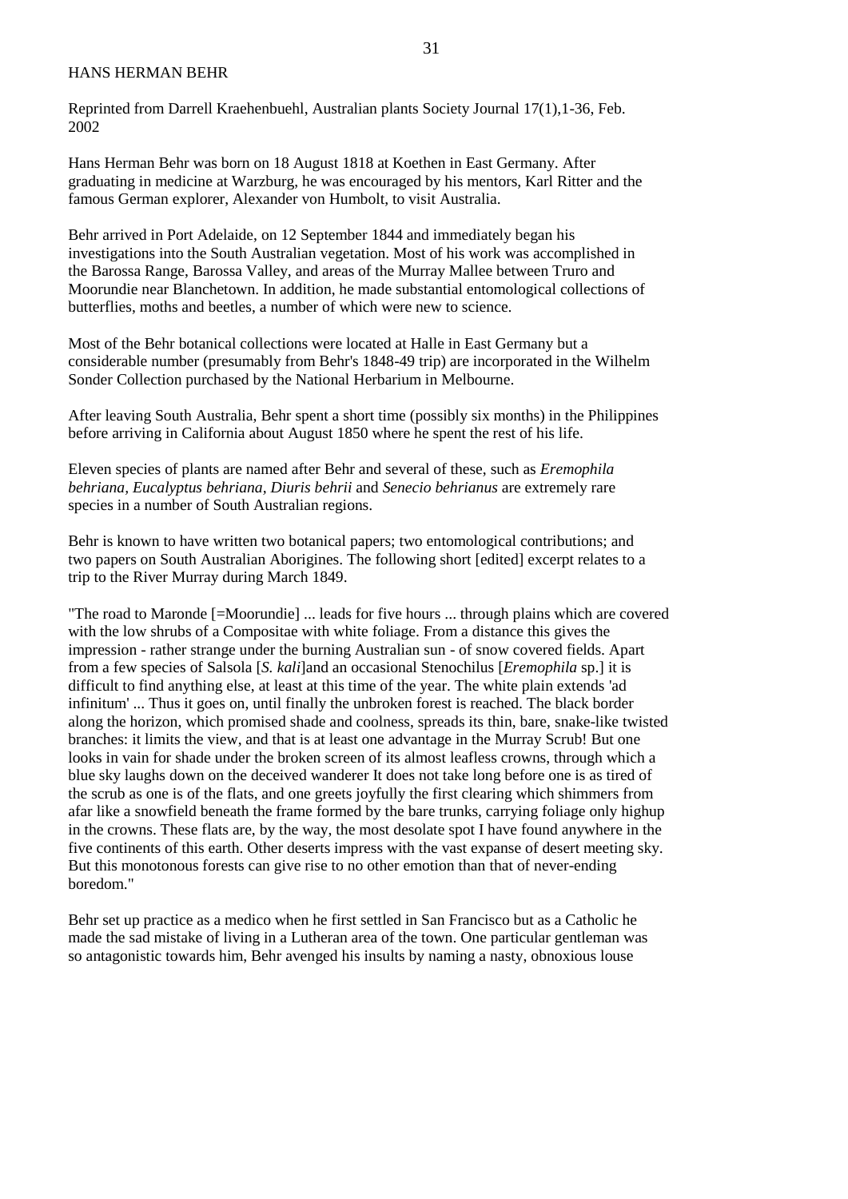# HANS HERMAN BEHR

Reprinted from Darrell Kraehenbuehl, Australian plants Society Journal 17(1),1-36, Feb. 2002

Hans Herman Behr was born on 18 August 1818 at Koethen in East Germany. After graduating in medicine at Warzburg, he was encouraged by his mentors, Karl Ritter and the famous German explorer, Alexander von Humbolt, to visit Australia.

Behr arrived in Port Adelaide, on 12 September 1844 and immediately began his investigations into the South Australian vegetation. Most of his work was accomplished in the Barossa Range, Barossa Valley, and areas of the Murray Mallee between Truro and Moorundie near Blanchetown. In addition, he made substantial entomological collections of butterflies, moths and beetles, a number of which were new to science.

Most of the Behr botanical collections were located at Halle in East Germany but a considerable number (presumably from Behr's 1848-49 trip) are incorporated in the Wilhelm Sonder Collection purchased by the National Herbarium in Melbourne.

After leaving South Australia, Behr spent a short time (possibly six months) in the Philippines before arriving in California about August 1850 where he spent the rest of his life.

Eleven species of plants are named after Behr and several of these, such as *Eremophila behriana*, *Eucalyptus behriana*, *Diuris behrii* and *Senecio behrianus* are extremely rare species in a number of South Australian regions.

Behr is known to have written two botanical papers; two entomological contributions; and two papers on South Australian Aborigines. The following short [edited] excerpt relates to a trip to the River Murray during March 1849.

"The road to Maronde [=Moorundie] ... leads for five hours ... through plains which are covered with the low shrubs of a Compositae with white foliage. From a distance this gives the impression - rather strange under the burning Australian sun - of snow covered fields. Apart from a few species of Salsola [*S. kali*]and an occasional Stenochilus [*Eremophila* sp.] it is difficult to find anything else, at least at this time of the year. The white plain extends 'ad infinitum' ... Thus it goes on, until finally the unbroken forest is reached. The black border along the horizon, which promised shade and coolness, spreads its thin, bare, snake-like twisted branches: it limits the view, and that is at least one advantage in the Murray Scrub! But one looks in vain for shade under the broken screen of its almost leafless crowns, through which a blue sky laughs down on the deceived wanderer It does not take long before one is as tired of the scrub as one is of the flats, and one greets joyfully the first clearing which shimmers from afar like a snowfield beneath the frame formed by the bare trunks, carrying foliage only highup in the crowns. These flats are, by the way, the most desolate spot I have found anywhere in the five continents of this earth. Other deserts impress with the vast expanse of desert meeting sky. But this monotonous forests can give rise to no other emotion than that of never-ending boredom."

Behr set up practice as a medico when he first settled in San Francisco but as a Catholic he made the sad mistake of living in a Lutheran area of the town. One particular gentleman was so antagonistic towards him, Behr avenged his insults by naming a nasty, obnoxious louse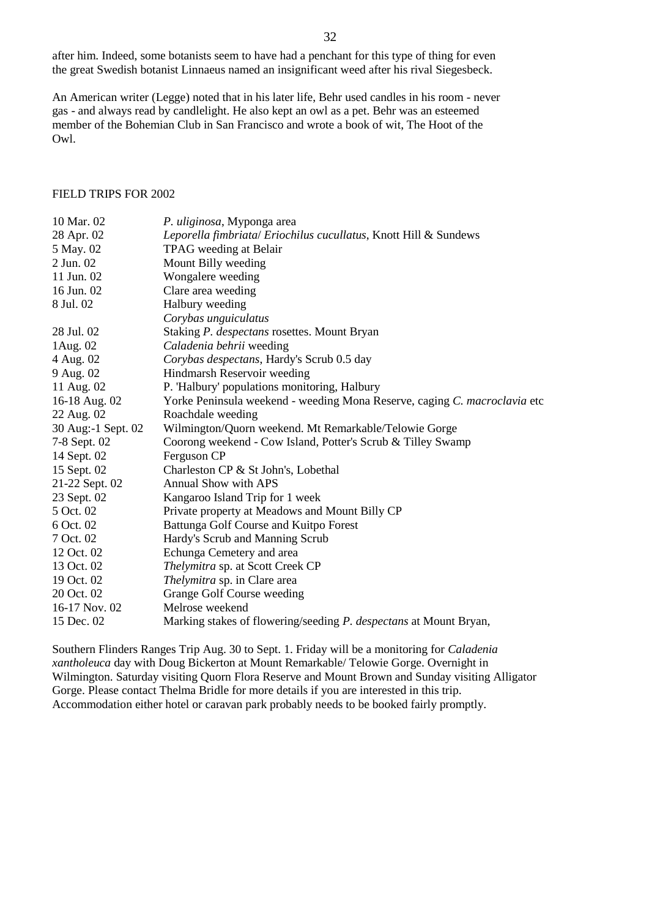after him. Indeed, some botanists seem to have had a penchant for this type of thing for even the great Swedish botanist Linnaeus named an insignificant weed after his rival Siegesbeck.

An American writer (Legge) noted that in his later life, Behr used candles in his room - never gas - and always read by candlelight. He also kept an owl as a pet. Behr was an esteemed member of the Bohemian Club in San Francisco and wrote a book of wit, The Hoot of the Owl.

## FIELD TRIPS FOR 2002

| | |
|---|---|
| 10 Mar. 02 | *P. uliginosa*, Myponga area |
| 28 Apr. 02 | *Leporella fimbriata*/ *Eriochilus cucullatus*, Knott Hill & Sundews |
| 5 May. 02 | TPAG weeding at Belair |
| 2 Jun. 02 | Mount Billy weeding |
| 11 Jun. 02 | Wongalere weeding |
| 16 Jun. 02 | Clare area weeding |
| 8 Jul. 02 | Halbury weeding |
| | *Corybas unguiculatus* |
| 28 Jul. 02 | Staking *P. despectans* rosettes. Mount Bryan |
| 1Aug. 02 | *Caladenia behrii* weeding |
| 4 Aug. 02 | *Corybas despectans*, Hardy's Scrub 0.5 day |
| 9 Aug. 02 | Hindmarsh Reservoir weeding |
| 11 Aug. 02 | P. 'Halbury' populations monitoring, Halbury |
| 16-18 Aug. 02 | Yorke Peninsula weekend - weeding Mona Reserve, caging *C. macroclavia* etc |
| 22 Aug. 02 | Roachdale weeding |
| 30 Aug:-1 Sept. 02 | Wilmington/Quorn weekend. Mt Remarkable/Telowie Gorge |
| 7-8 Sept. 02 | Coorong weekend - Cow Island, Potter's Scrub & Tilley Swamp |
| 14 Sept. 02 | Ferguson CP |
| 15 Sept. 02 | Charleston CP & St John's, Lobethal |
| 21-22 Sept. 02 | Annual Show with APS |
| 23 Sept. 02 | Kangaroo Island Trip for 1 week |
| 5 Oct. 02 | Private property at Meadows and Mount Billy CP |
| 6 Oct. 02 | Battunga Golf Course and Kuitpo Forest |
| 7 Oct. 02 | Hardy's Scrub and Manning Scrub |
| 12 Oct. 02 | Echunga Cemetery and area |
| 13 Oct. 02 | *Thelymitra* sp. at Scott Creek CP |
| 19 Oct. 02 | *Thelymitra* sp. in Clare area |
| 20 Oct. 02 | Grange Golf Course weeding |
| 16-17 Nov. 02 | Melrose weekend |
| 15 Dec. 02 | Marking stakes of flowering/seeding *P. despectans* at Mount Bryan, |

Southern Flinders Ranges Trip Aug. 30 to Sept. 1. Friday will be a monitoring for *Caladenia xantholeuca* day with Doug Bickerton at Mount Remarkable/ Telowie Gorge. Overnight in Wilmington. Saturday visiting Quorn Flora Reserve and Mount Brown and Sunday visiting Alligator Gorge. Please contact Thelma Bridle for more details if you are interested in this trip. Accommodation either hotel or caravan park probably needs to be booked fairly promptly.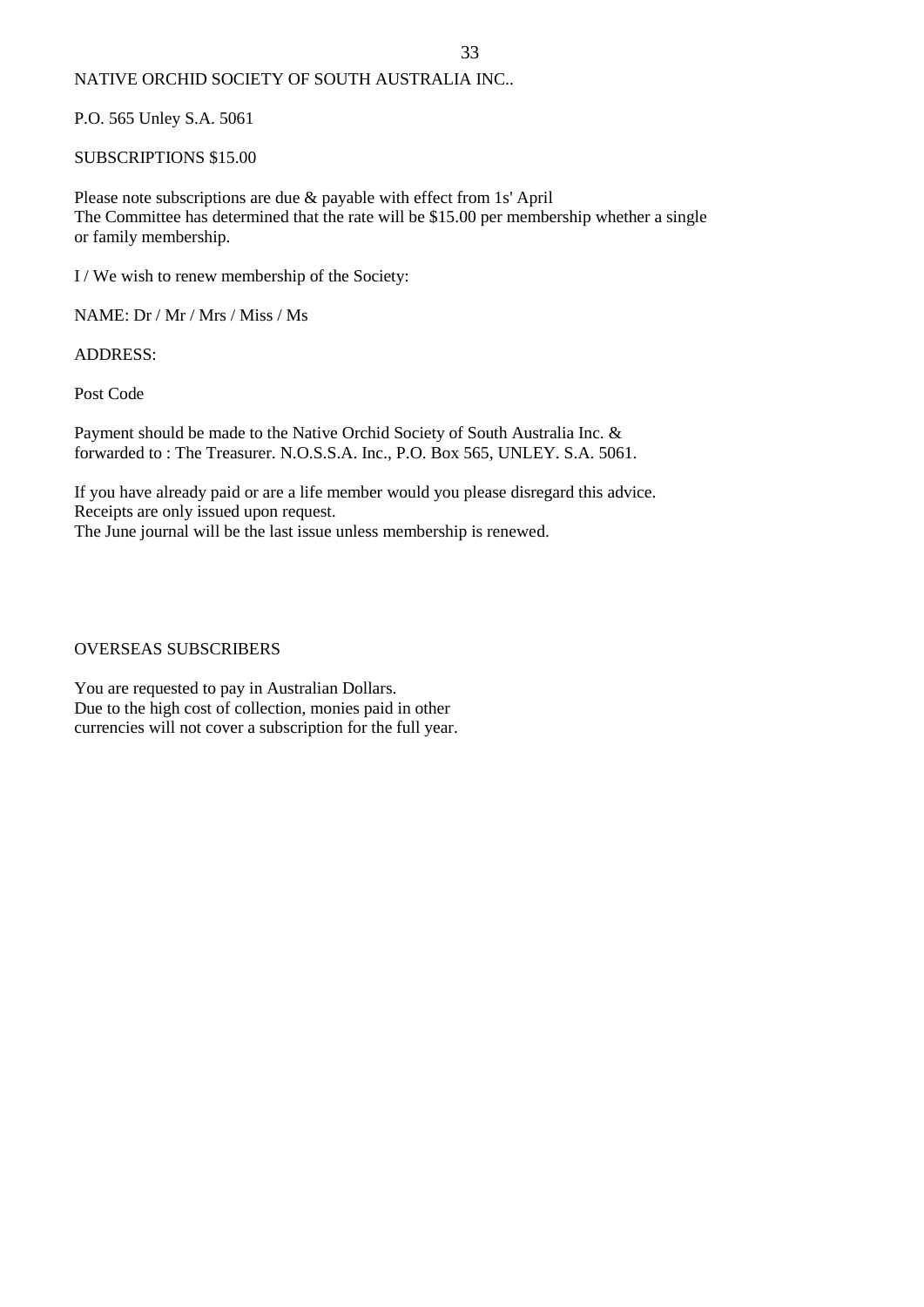NATIVE ORCHID SOCIETY OF SOUTH AUSTRALIA INC..

P.O. 565 Unley S.A. 5061

SUBSCRIPTIONS $15.00

Please note subscriptions are due & payable with effect from 1s' April
The Committee has determined that the rate will be $15.00 per membership whether a single or family membership.

I / We wish to renew membership of the Society:

NAME: Dr / Mr / Mrs / Miss / Ms

ADDRESS:

Post Code

Payment should be made to the Native Orchid Society of South Australia Inc. & forwarded to : The Treasurer. N.O.S.S.A. Inc., P.O. Box 565, UNLEY. S.A. 5061.

If you have already paid or are a life member would you please disregard this advice.
Receipts are only issued upon request.
The June journal will be the last issue unless membership is renewed.

OVERSEAS SUBSCRIBERS

You are requested to pay in Australian Dollars.
Due to the high cost of collection, monies paid in other currencies will not cover a subscription for the full year.